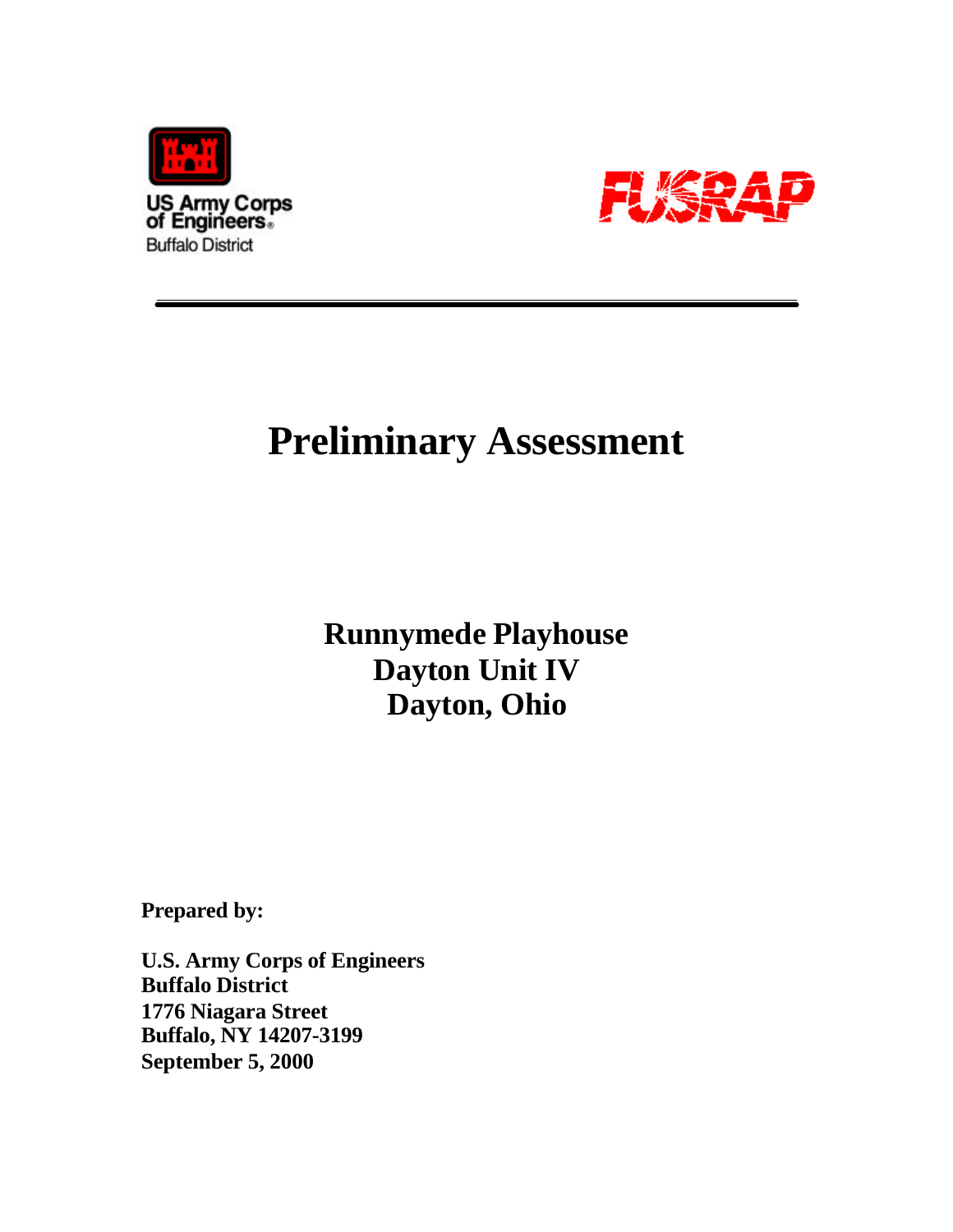US Army Corps of Engineers
Buffalo District

FUSRAP

# Preliminary Assessment

## Runnymede Playhouse
## Dayton Unit IV
## Dayton, Ohio

**Prepared by:**

**U.S. Army Corps of Engineers**
**Buffalo District**
**1776 Niagara Street**
**Buffalo, NY 14207-3199**
**September 5, 2000**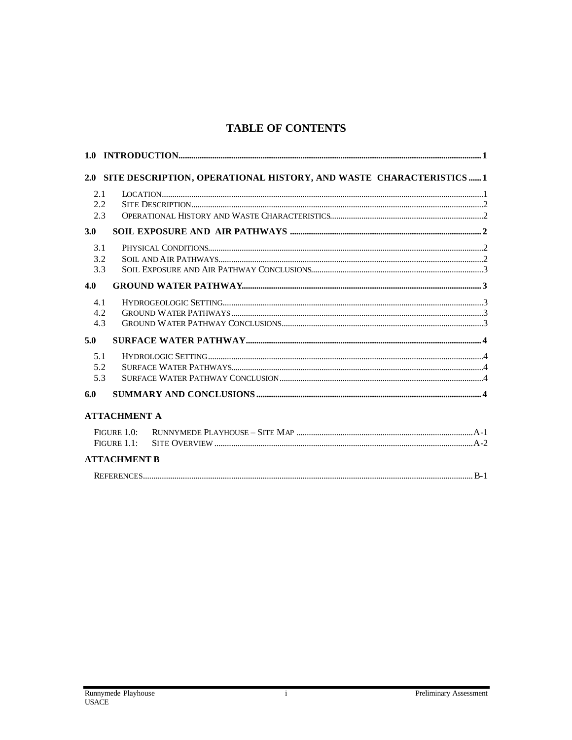# TABLE OF CONTENTS

**1.0 INTRODUCTION** ........ 1

**2.0 SITE DESCRIPTION, OPERATIONAL HISTORY, AND WASTE CHARACTERISTICS** ........ 1

- 2.1 LOCATION ........ 1
- 2.2 SITE DESCRIPTION ........ 2
- 2.3 OPERATIONAL HISTORY AND WASTE CHARACTERISTICS ........ 2

**3.0 SOIL EXPOSURE AND AIR PATHWAYS** ........ 2

- 3.1 PHYSICAL CONDITIONS ........ 2
- 3.2 SOIL AND AIR PATHWAYS ........ 2
- 3.3 SOIL EXPOSURE AND AIR PATHWAY CONCLUSIONS ........ 3

**4.0 GROUND WATER PATHWAY** ........ 3

- 4.1 HYDROGEOLOGIC SETTING ........ 3
- 4.2 GROUND WATER PATHWAYS ........ 3
- 4.3 GROUND WATER PATHWAY CONCLUSIONS ........ 3

**5.0 SURFACE WATER PATHWAY** ........ 4

- 5.1 HYDROLOGIC SETTING ........ 4
- 5.2 SURFACE WATER PATHWAYS ........ 4
- 5.3 SURFACE WATER PATHWAY CONCLUSION ........ 4

**6.0 SUMMARY AND CONCLUSIONS** ........ 4

**ATTACHMENT A**

- FIGURE 1.0: RUNNYMEDE PLAYHOUSE – SITE MAP ........ A-1
- FIGURE 1.1: SITE OVERVIEW ........ A-2

**ATTACHMENT B**

- REFERENCES ........ B-1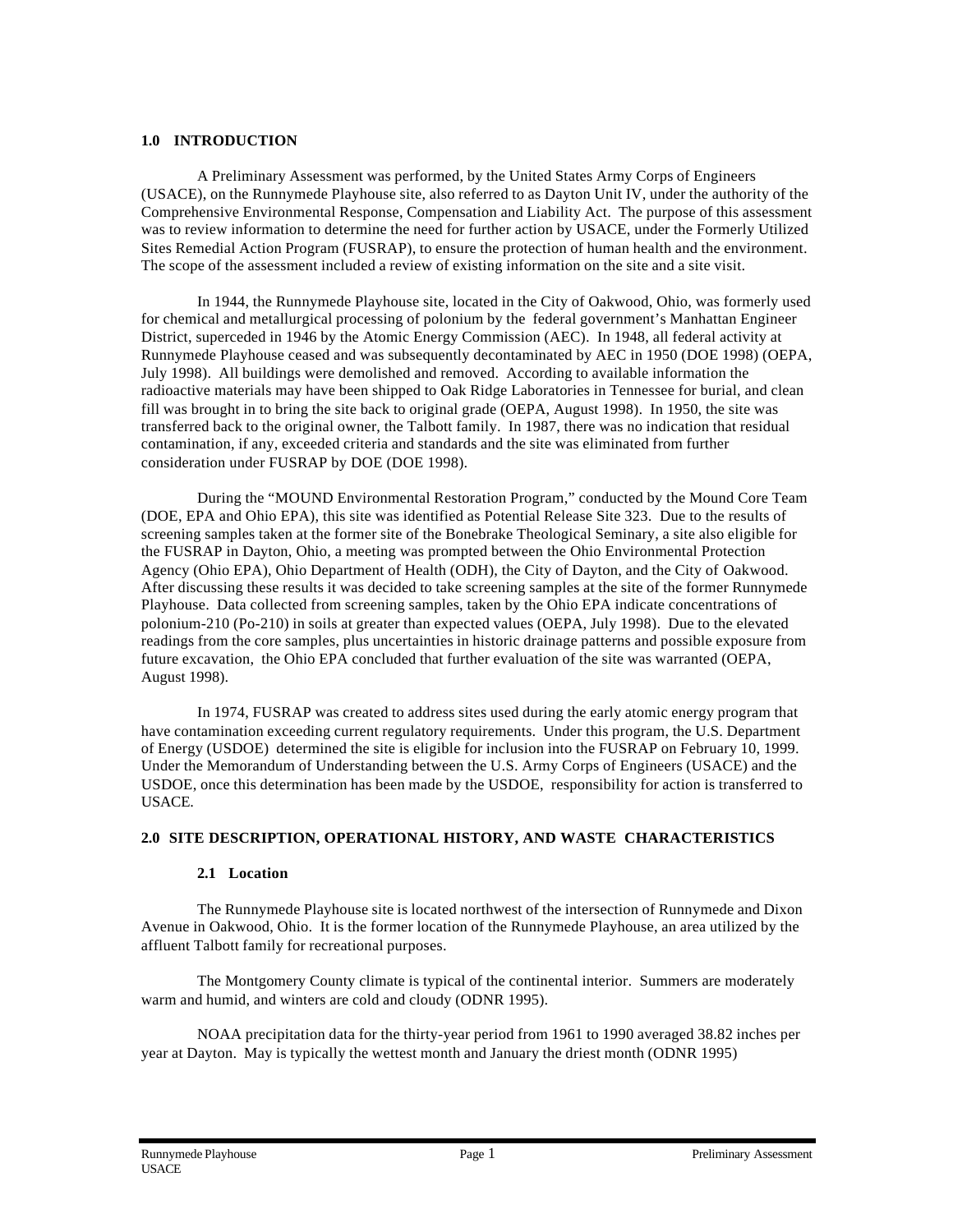## 1.0 INTRODUCTION

A Preliminary Assessment was performed, by the United States Army Corps of Engineers (USACE), on the Runnymede Playhouse site, also referred to as Dayton Unit IV, under the authority of the Comprehensive Environmental Response, Compensation and Liability Act. The purpose of this assessment was to review information to determine the need for further action by USACE, under the Formerly Utilized Sites Remedial Action Program (FUSRAP), to ensure the protection of human health and the environment. The scope of the assessment included a review of existing information on the site and a site visit.

In 1944, the Runnymede Playhouse site, located in the City of Oakwood, Ohio, was formerly used for chemical and metallurgical processing of polonium by the federal government's Manhattan Engineer District, superceded in 1946 by the Atomic Energy Commission (AEC). In 1948, all federal activity at Runnymede Playhouse ceased and was subsequently decontaminated by AEC in 1950 (DOE 1998) (OEPA, July 1998). All buildings were demolished and removed. According to available information the radioactive materials may have been shipped to Oak Ridge Laboratories in Tennessee for burial, and clean fill was brought in to bring the site back to original grade (OEPA, August 1998). In 1950, the site was transferred back to the original owner, the Talbott family. In 1987, there was no indication that residual contamination, if any, exceeded criteria and standards and the site was eliminated from further consideration under FUSRAP by DOE (DOE 1998).

During the "MOUND Environmental Restoration Program," conducted by the Mound Core Team (DOE, EPA and Ohio EPA), this site was identified as Potential Release Site 323. Due to the results of screening samples taken at the former site of the Bonebrake Theological Seminary, a site also eligible for the FUSRAP in Dayton, Ohio, a meeting was prompted between the Ohio Environmental Protection Agency (Ohio EPA), Ohio Department of Health (ODH), the City of Dayton, and the City of Oakwood. After discussing these results it was decided to take screening samples at the site of the former Runnymede Playhouse. Data collected from screening samples, taken by the Ohio EPA indicate concentrations of polonium-210 (Po-210) in soils at greater than expected values (OEPA, July 1998). Due to the elevated readings from the core samples, plus uncertainties in historic drainage patterns and possible exposure from future excavation, the Ohio EPA concluded that further evaluation of the site was warranted (OEPA, August 1998).

In 1974, FUSRAP was created to address sites used during the early atomic energy program that have contamination exceeding current regulatory requirements. Under this program, the U.S. Department of Energy (USDOE) determined the site is eligible for inclusion into the FUSRAP on February 10, 1999. Under the Memorandum of Understanding between the U.S. Army Corps of Engineers (USACE) and the USDOE, once this determination has been made by the USDOE, responsibility for action is transferred to USACE.

## 2.0 SITE DESCRIPTION, OPERATIONAL HISTORY, AND WASTE CHARACTERISTICS

### 2.1 Location

The Runnymede Playhouse site is located northwest of the intersection of Runnymede and Dixon Avenue in Oakwood, Ohio. It is the former location of the Runnymede Playhouse, an area utilized by the affluent Talbott family for recreational purposes.

The Montgomery County climate is typical of the continental interior. Summers are moderately warm and humid, and winters are cold and cloudy (ODNR 1995).

NOAA precipitation data for the thirty-year period from 1961 to 1990 averaged 38.82 inches per year at Dayton. May is typically the wettest month and January the driest month (ODNR 1995)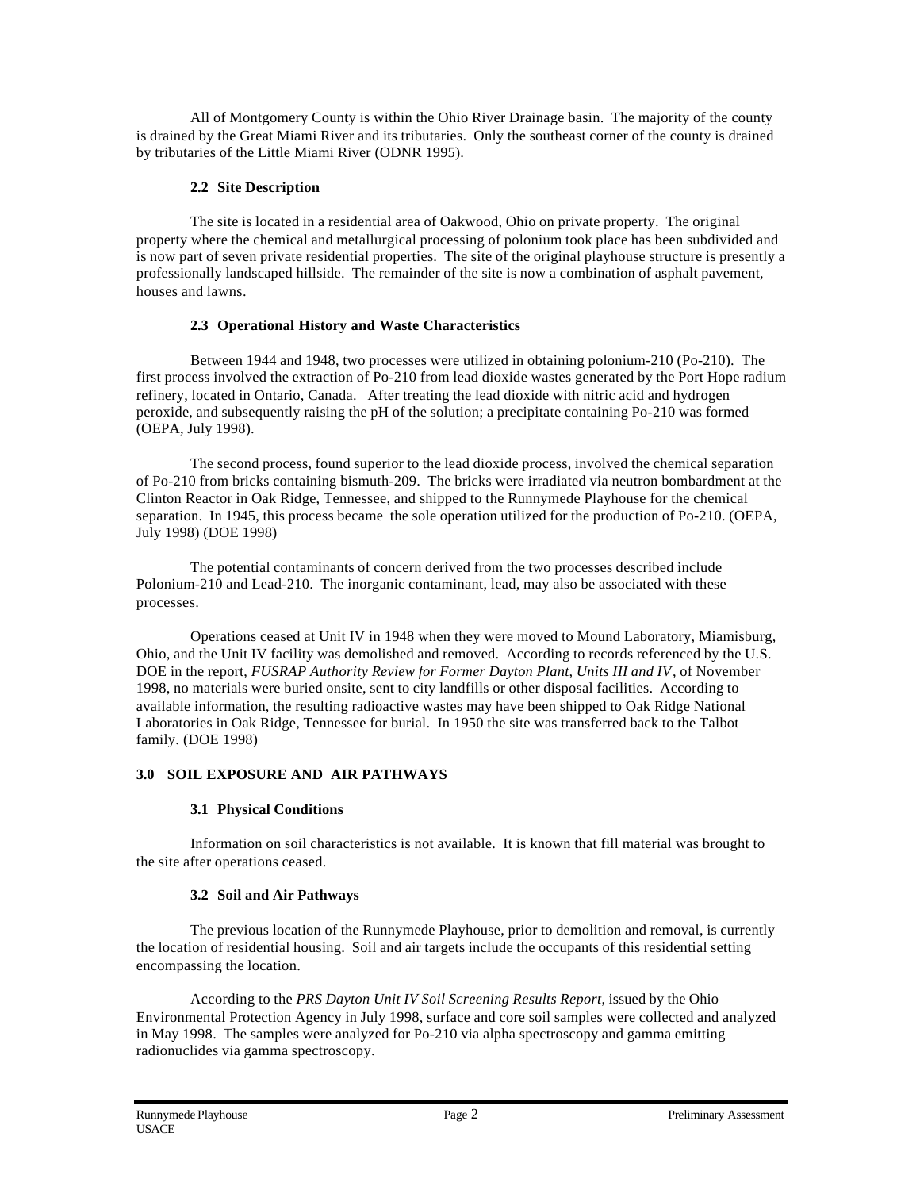All of Montgomery County is within the Ohio River Drainage basin. The majority of the county is drained by the Great Miami River and its tributaries. Only the southeast corner of the county is drained by tributaries of the Little Miami River (ODNR 1995).

### 2.2 Site Description

The site is located in a residential area of Oakwood, Ohio on private property. The original property where the chemical and metallurgical processing of polonium took place has been subdivided and is now part of seven private residential properties. The site of the original playhouse structure is presently a professionally landscaped hillside. The remainder of the site is now a combination of asphalt pavement, houses and lawns.

### 2.3 Operational History and Waste Characteristics

Between 1944 and 1948, two processes were utilized in obtaining polonium-210 (Po-210). The first process involved the extraction of Po-210 from lead dioxide wastes generated by the Port Hope radium refinery, located in Ontario, Canada. After treating the lead dioxide with nitric acid and hydrogen peroxide, and subsequently raising the pH of the solution; a precipitate containing Po-210 was formed (OEPA, July 1998).

The second process, found superior to the lead dioxide process, involved the chemical separation of Po-210 from bricks containing bismuth-209. The bricks were irradiated via neutron bombardment at the Clinton Reactor in Oak Ridge, Tennessee, and shipped to the Runnymede Playhouse for the chemical separation. In 1945, this process became the sole operation utilized for the production of Po-210. (OEPA, July 1998) (DOE 1998)

The potential contaminants of concern derived from the two processes described include Polonium-210 and Lead-210. The inorganic contaminant, lead, may also be associated with these processes.

Operations ceased at Unit IV in 1948 when they were moved to Mound Laboratory, Miamisburg, Ohio, and the Unit IV facility was demolished and removed. According to records referenced by the U.S. DOE in the report, *FUSRAP Authority Review for Former Dayton Plant, Units III and IV*, of November 1998, no materials were buried onsite, sent to city landfills or other disposal facilities. According to available information, the resulting radioactive wastes may have been shipped to Oak Ridge National Laboratories in Oak Ridge, Tennessee for burial. In 1950 the site was transferred back to the Talbot family. (DOE 1998)

## 3.0 SOIL EXPOSURE AND AIR PATHWAYS

### 3.1 Physical Conditions

Information on soil characteristics is not available. It is known that fill material was brought to the site after operations ceased.

### 3.2 Soil and Air Pathways

The previous location of the Runnymede Playhouse, prior to demolition and removal, is currently the location of residential housing. Soil and air targets include the occupants of this residential setting encompassing the location.

According to the *PRS Dayton Unit IV Soil Screening Results Report*, issued by the Ohio Environmental Protection Agency in July 1998, surface and core soil samples were collected and analyzed in May 1998. The samples were analyzed for Po-210 via alpha spectroscopy and gamma emitting radionuclides via gamma spectroscopy.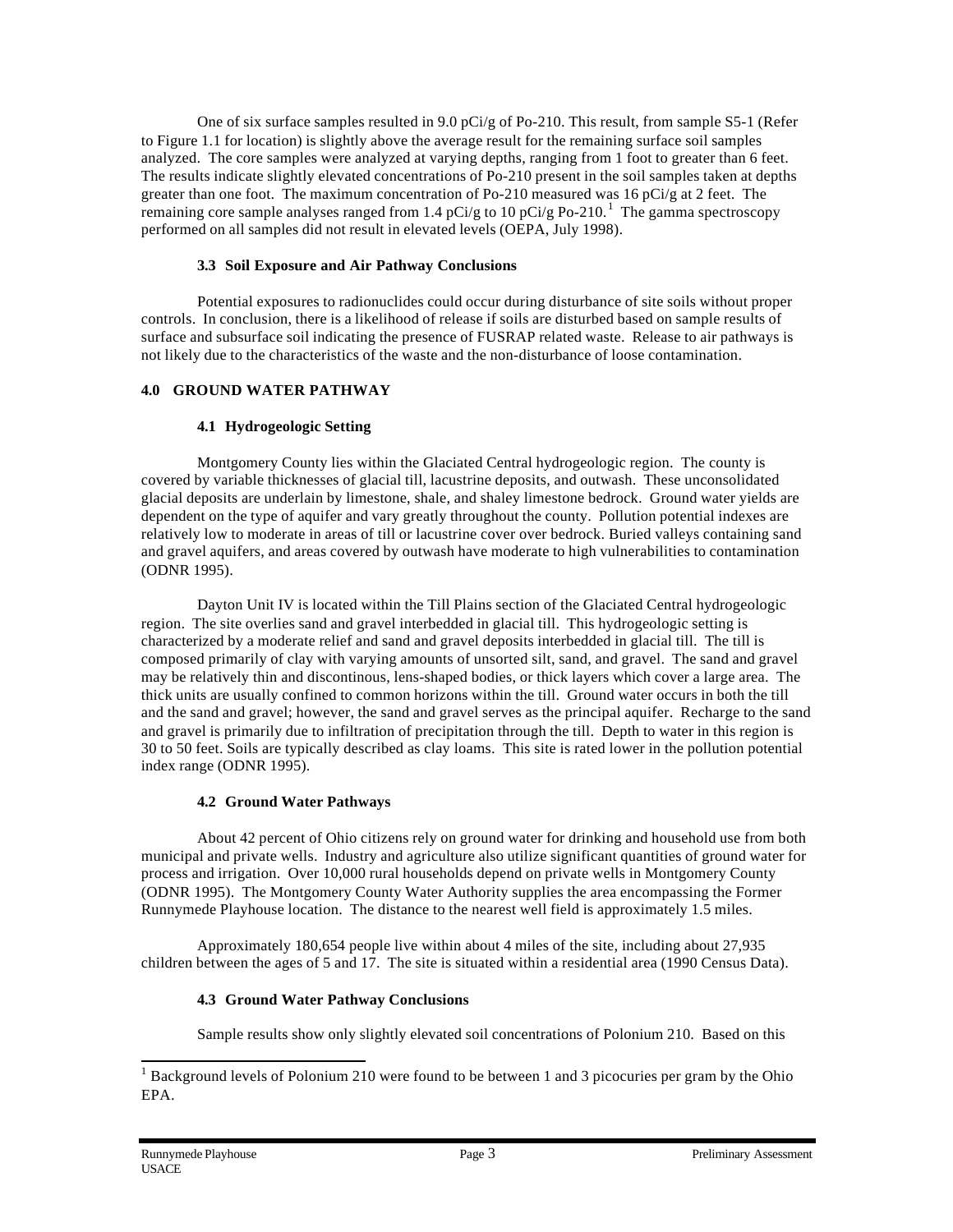One of six surface samples resulted in 9.0 pCi/g of Po-210. This result, from sample S5-1 (Refer to Figure 1.1 for location) is slightly above the average result for the remaining surface soil samples analyzed. The core samples were analyzed at varying depths, ranging from 1 foot to greater than 6 feet. The results indicate slightly elevated concentrations of Po-210 present in the soil samples taken at depths greater than one foot. The maximum concentration of Po-210 measured was 16 pCi/g at 2 feet. The remaining core sample analyses ranged from 1.4 pCi/g to 10 pCi/g Po-210.[1] The gamma spectroscopy performed on all samples did not result in elevated levels (OEPA, July 1998).

### 3.3 Soil Exposure and Air Pathway Conclusions

Potential exposures to radionuclides could occur during disturbance of site soils without proper controls. In conclusion, there is a likelihood of release if soils are disturbed based on sample results of surface and subsurface soil indicating the presence of FUSRAP related waste. Release to air pathways is not likely due to the characteristics of the waste and the non-disturbance of loose contamination.

## 4.0 GROUND WATER PATHWAY

### 4.1 Hydrogeologic Setting

Montgomery County lies within the Glaciated Central hydrogeologic region. The county is covered by variable thicknesses of glacial till, lacustrine deposits, and outwash. These unconsolidated glacial deposits are underlain by limestone, shale, and shaley limestone bedrock. Ground water yields are dependent on the type of aquifer and vary greatly throughout the county. Pollution potential indexes are relatively low to moderate in areas of till or lacustrine cover over bedrock. Buried valleys containing sand and gravel aquifers, and areas covered by outwash have moderate to high vulnerabilities to contamination (ODNR 1995).

Dayton Unit IV is located within the Till Plains section of the Glaciated Central hydrogeologic region. The site overlies sand and gravel interbedded in glacial till. This hydrogeologic setting is characterized by a moderate relief and sand and gravel deposits interbedded in glacial till. The till is composed primarily of clay with varying amounts of unsorted silt, sand, and gravel. The sand and gravel may be relatively thin and discontinous, lens-shaped bodies, or thick layers which cover a large area. The thick units are usually confined to common horizons within the till. Ground water occurs in both the till and the sand and gravel; however, the sand and gravel serves as the principal aquifer. Recharge to the sand and gravel is primarily due to infiltration of precipitation through the till. Depth to water in this region is 30 to 50 feet. Soils are typically described as clay loams. This site is rated lower in the pollution potential index range (ODNR 1995).

### 4.2 Ground Water Pathways

About 42 percent of Ohio citizens rely on ground water for drinking and household use from both municipal and private wells. Industry and agriculture also utilize significant quantities of ground water for process and irrigation. Over 10,000 rural households depend on private wells in Montgomery County (ODNR 1995). The Montgomery County Water Authority supplies the area encompassing the Former Runnymede Playhouse location. The distance to the nearest well field is approximately 1.5 miles.

Approximately 180,654 people live within about 4 miles of the site, including about 27,935 children between the ages of 5 and 17. The site is situated within a residential area (1990 Census Data).

### 4.3 Ground Water Pathway Conclusions

Sample results show only slightly elevated soil concentrations of Polonium 210. Based on this

[1] Background levels of Polonium 210 were found to be between 1 and 3 picocuries per gram by the Ohio EPA.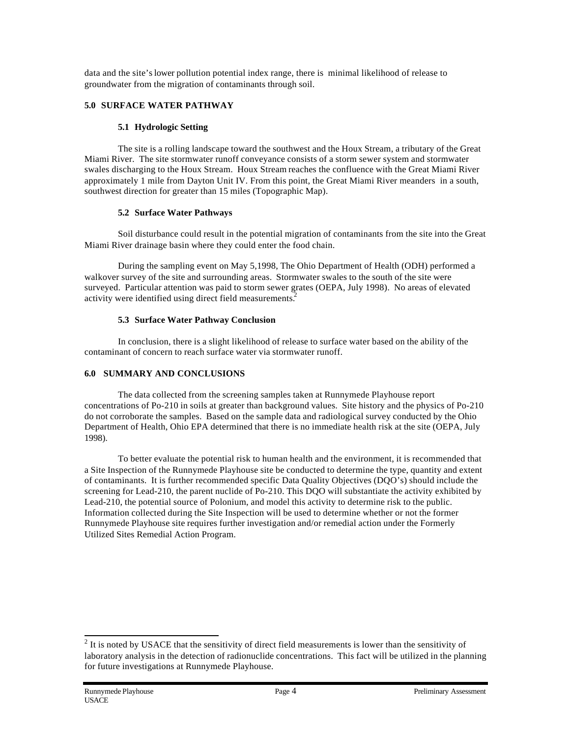data and the site's lower pollution potential index range, there is minimal likelihood of release to groundwater from the migration of contaminants through soil.

## 5.0 SURFACE WATER PATHWAY

### 5.1 Hydrologic Setting

The site is a rolling landscape toward the southwest and the Houx Stream, a tributary of the Great Miami River. The site stormwater runoff conveyance consists of a storm sewer system and stormwater swales discharging to the Houx Stream. Houx Stream reaches the confluence with the Great Miami River approximately 1 mile from Dayton Unit IV. From this point, the Great Miami River meanders in a south, southwest direction for greater than 15 miles (Topographic Map).

### 5.2 Surface Water Pathways

Soil disturbance could result in the potential migration of contaminants from the site into the Great Miami River drainage basin where they could enter the food chain.

During the sampling event on May 5,1998, The Ohio Department of Health (ODH) performed a walkover survey of the site and surrounding areas. Stormwater swales to the south of the site were surveyed. Particular attention was paid to storm sewer grates (OEPA, July 1998). No areas of elevated activity were identified using direct field measurements.[2]

### 5.3 Surface Water Pathway Conclusion

In conclusion, there is a slight likelihood of release to surface water based on the ability of the contaminant of concern to reach surface water via stormwater runoff.

## 6.0 SUMMARY AND CONCLUSIONS

The data collected from the screening samples taken at Runnymede Playhouse report concentrations of Po-210 in soils at greater than background values. Site history and the physics of Po-210 do not corroborate the samples. Based on the sample data and radiological survey conducted by the Ohio Department of Health, Ohio EPA determined that there is no immediate health risk at the site (OEPA, July 1998).

To better evaluate the potential risk to human health and the environment, it is recommended that a Site Inspection of the Runnymede Playhouse site be conducted to determine the type, quantity and extent of contaminants. It is further recommended specific Data Quality Objectives (DQO's) should include the screening for Lead-210, the parent nuclide of Po-210. This DQO will substantiate the activity exhibited by Lead-210, the potential source of Polonium, and model this activity to determine risk to the public. Information collected during the Site Inspection will be used to determine whether or not the former Runnymede Playhouse site requires further investigation and/or remedial action under the Formerly Utilized Sites Remedial Action Program.

---

[2] It is noted by USACE that the sensitivity of direct field measurements is lower than the sensitivity of laboratory analysis in the detection of radionuclide concentrations. This fact will be utilized in the planning for future investigations at Runnymede Playhouse.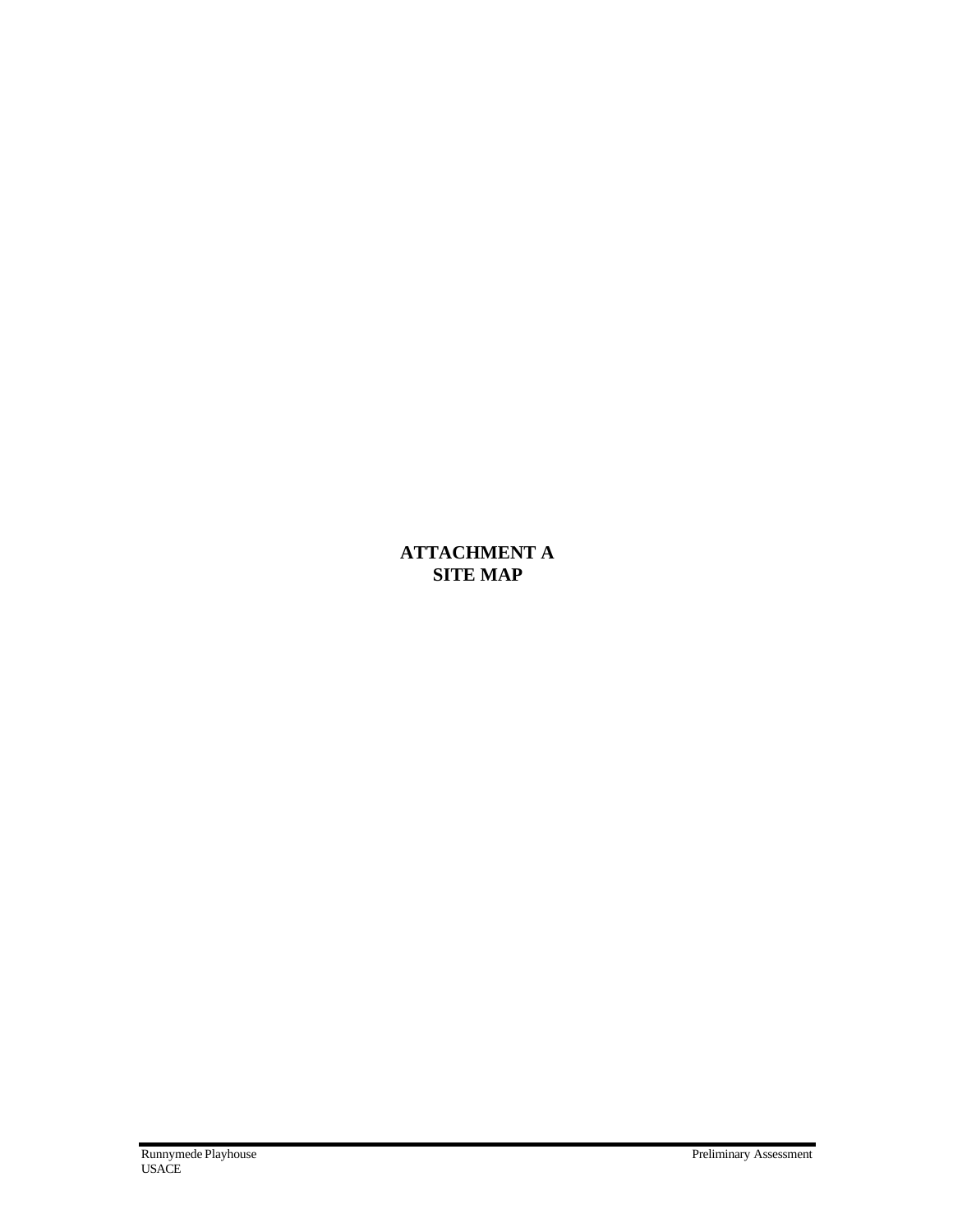**ATTACHMENT A**
**SITE MAP**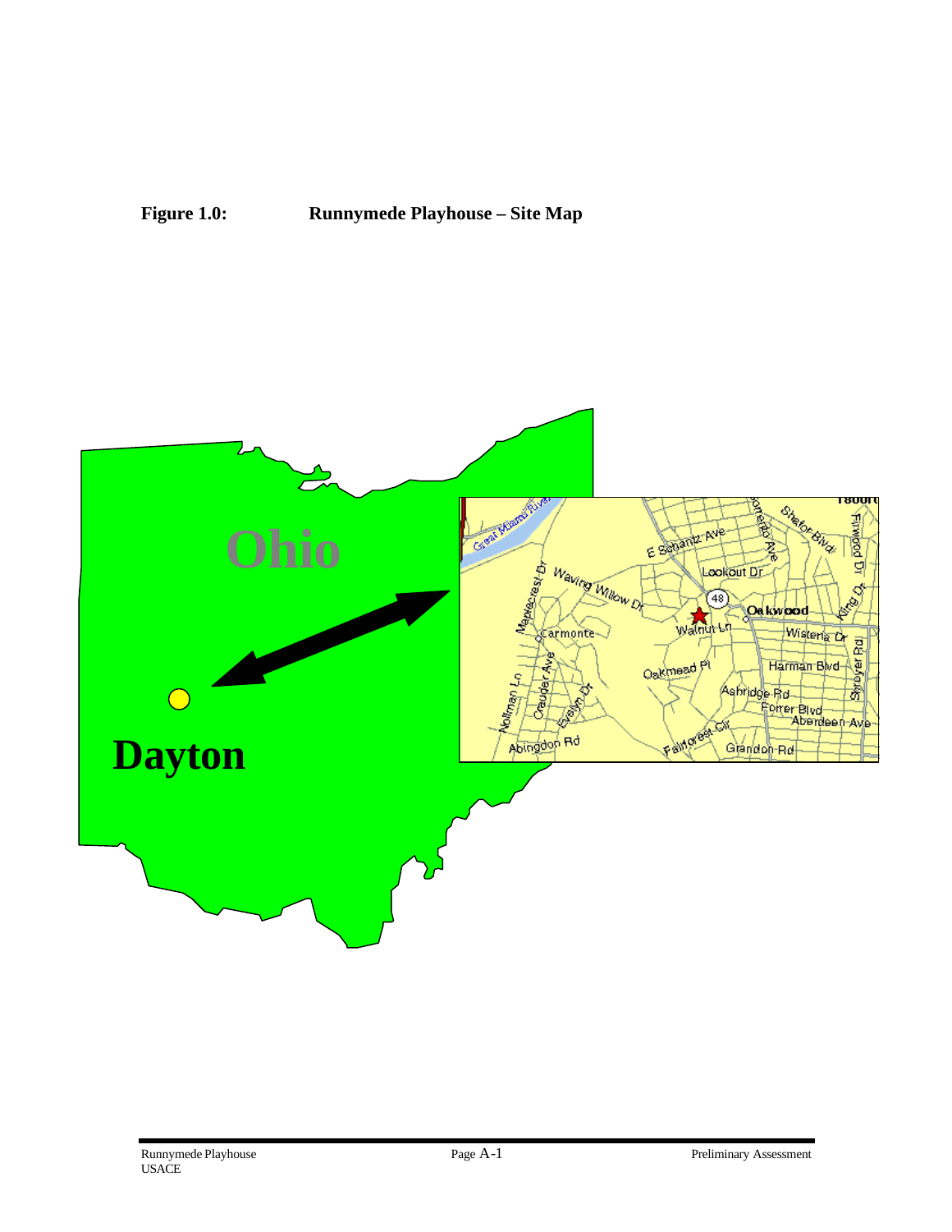**Figure 1.0: Runnymede Playhouse – Site Map**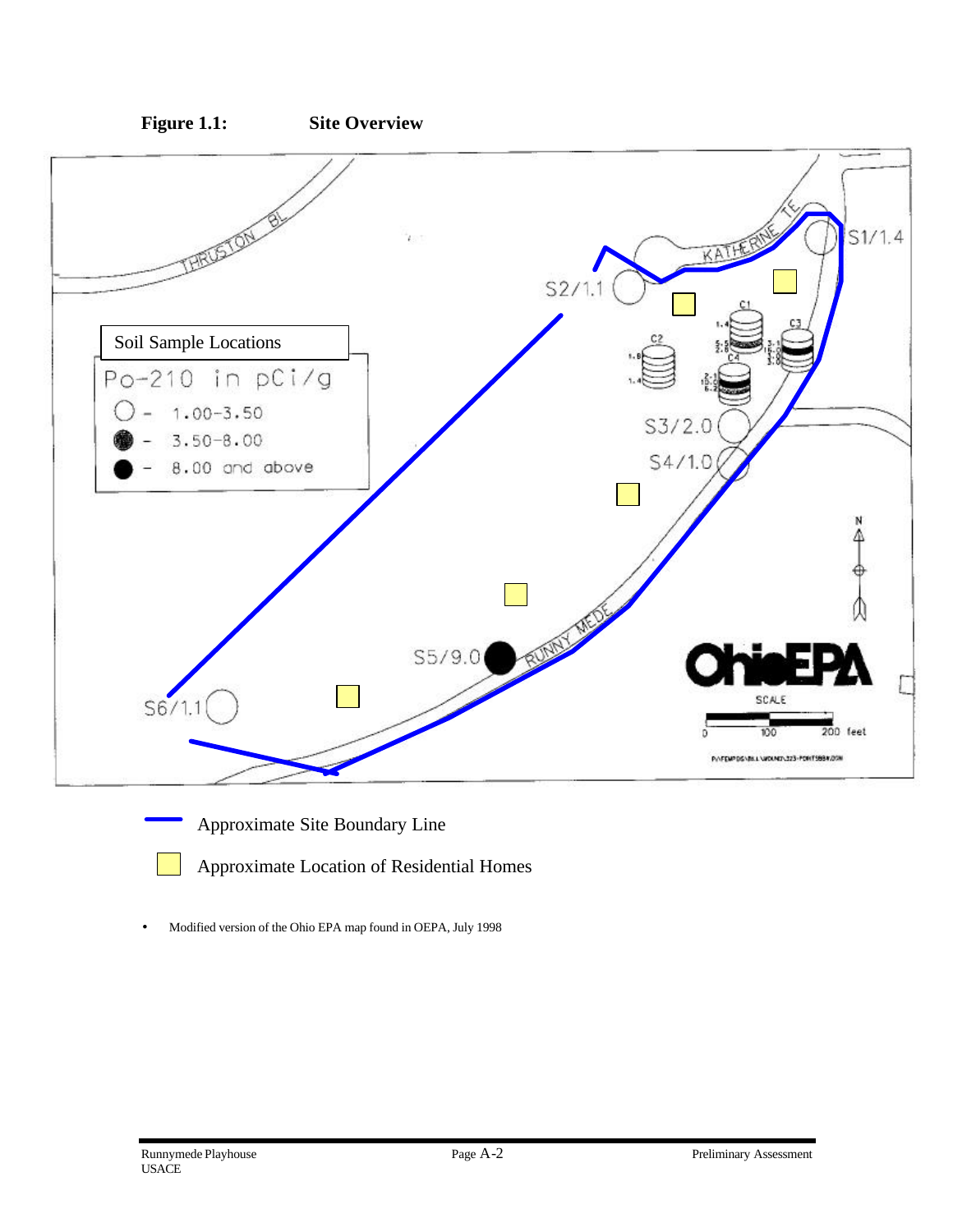**Figure 1.1:** **Site Overview**

Soil Sample Locations

Po-210 in pCi/g

- ○ - 1.00-3.50
- ◉ - 3.50-8.00
- ● - 8.00 and above

S1/1.4, S2/1.1, S3/2.0, S4/1.0, S5/9.0, S6/1.1

THRUSTON BL, KATHERINE TE, RUNNY MEDE

C1, C2, C3, C4

OhioEPA

SCALE 0, 100, 200 feet

Approximate Site Boundary Line

Approximate Location of Residential Homes

- Modified version of the Ohio EPA map found in OEPA, July 1998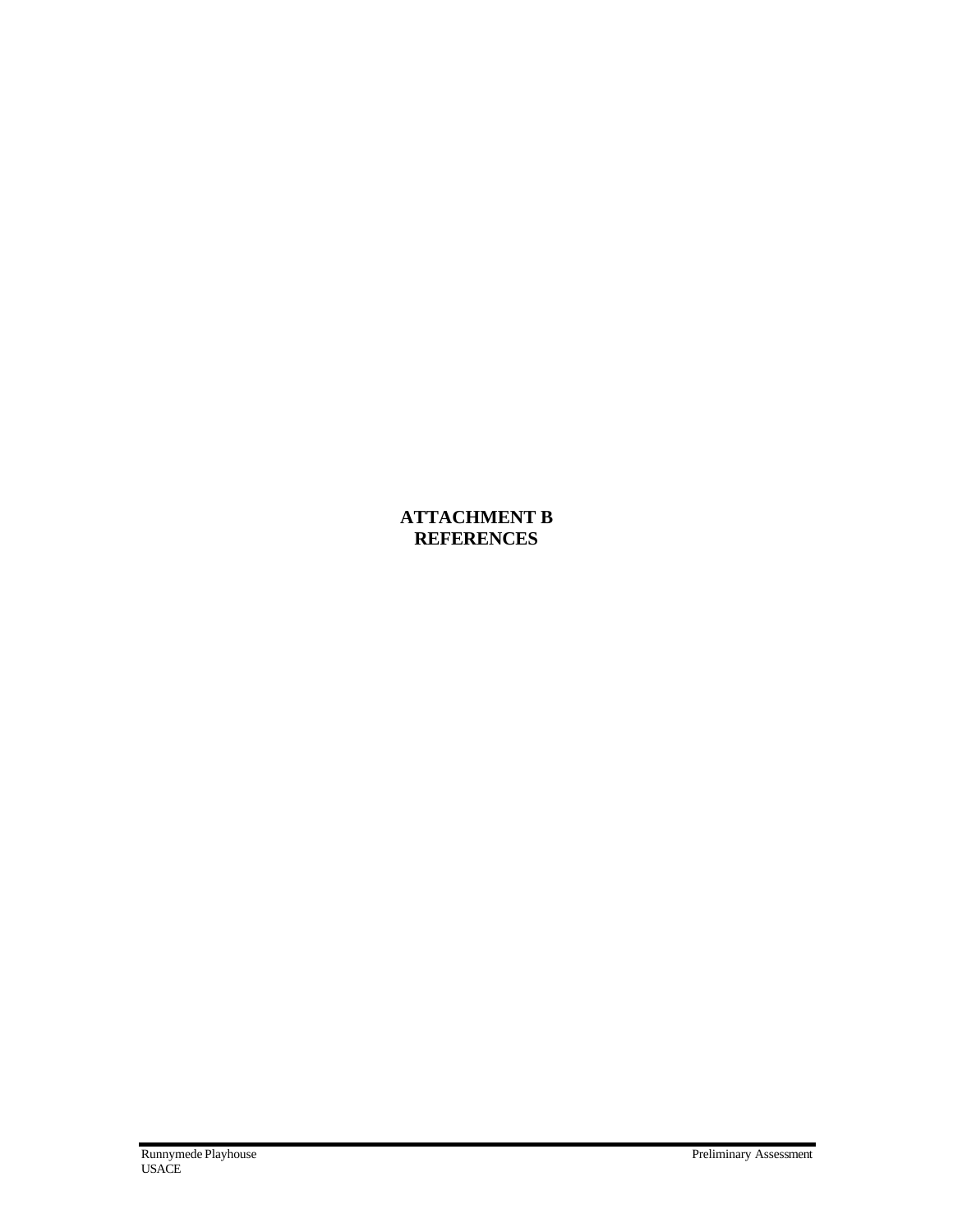# ATTACHMENT B
# REFERENCES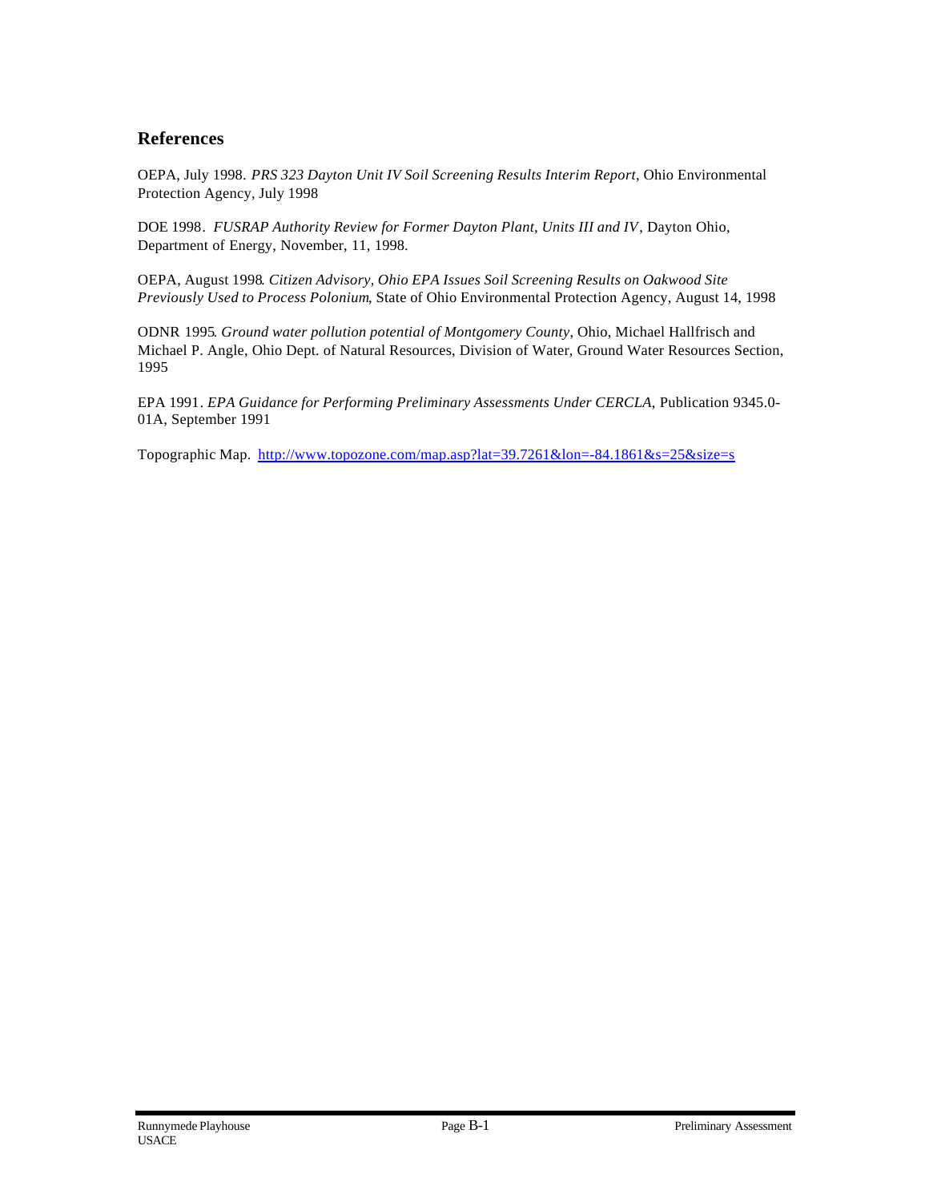## References

OEPA, July 1998. *PRS 323 Dayton Unit IV Soil Screening Results Interim Report*, Ohio Environmental Protection Agency, July 1998

DOE 1998. *FUSRAP Authority Review for Former Dayton Plant, Units III and IV*, Dayton Ohio, Department of Energy, November, 11, 1998.

OEPA, August 1998. *Citizen Advisory, Ohio EPA Issues Soil Screening Results on Oakwood Site Previously Used to Process Polonium*, State of Ohio Environmental Protection Agency, August 14, 1998

ODNR 1995. *Ground water pollution potential of Montgomery County*, Ohio, Michael Hallfrisch and Michael P. Angle, Ohio Dept. of Natural Resources, Division of Water, Ground Water Resources Section, 1995

EPA 1991. *EPA Guidance for Performing Preliminary Assessments Under CERCLA*, Publication 9345.0-01A, September 1991

Topographic Map. http://www.topozone.com/map.asp?lat=39.7261&lon=-84.1861&s=25&size=s